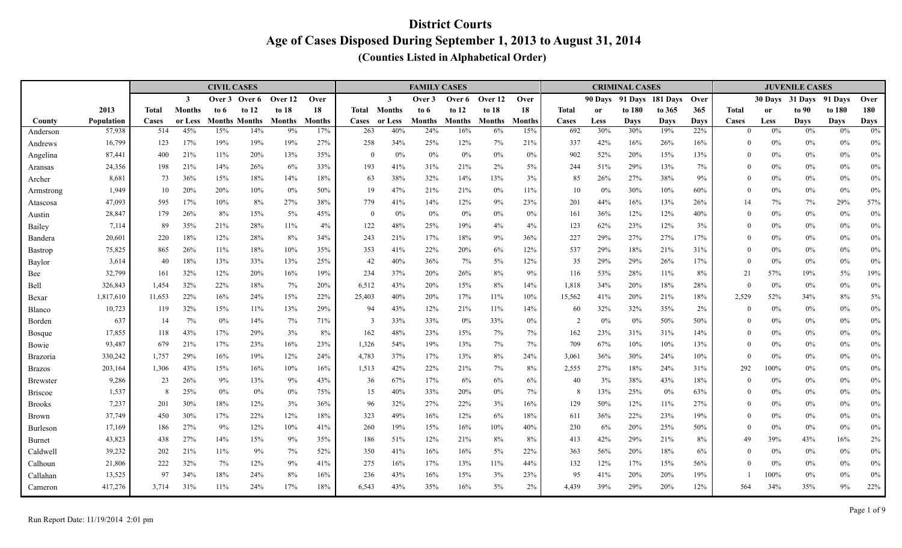# District Courts

## Age of Cases Disposed During September 1, 2013 to August 31, 2014

### (Counties Listed in Alphabetical Order)

| | | CIVIL CASES | | | | | | FAMILY CASES | | | | | | CRIMINAL CASES | | | | | JUVENILE CASES | | | | |
|---|---|---|---|---|---|---|---|---|---|---|---|---|---|---|---|---|---|---|---|---|---|---|---|
| County | 2013 Population | Total Cases | 3 Months or Less | Over 3 to 6 Months | Over 6 to 12 Months | Over 12 to 18 Months | Over 18 Months | Total Cases | 3 Months or Less | Over 3 to 6 Months | Over 6 to 12 Months | Over 12 to 18 Months | Over 18 Months | Total Cases | 90 Days or Less | 91 Days to 180 Days | 181 Days to 365 Days | Over 365 Days | Total Cases | 30 Days or Less | 31 Days to 90 Days | 91 Days to 180 Days | Over 180 Days |
| Anderson | 57,938 | 514 | 45% | 15% | 14% | 9% | 17% | 263 | 40% | 24% | 16% | 6% | 15% | 692 | 30% | 30% | 19% | 22% | 0 | 0% | 0% | 0% | 0% |
| Andrews | 16,799 | 123 | 17% | 19% | 19% | 19% | 27% | 258 | 34% | 25% | 12% | 7% | 21% | 337 | 42% | 16% | 26% | 16% | 0 | 0% | 0% | 0% | 0% |
| Angelina | 87,441 | 400 | 21% | 11% | 20% | 13% | 35% | 0 | 0% | 0% | 0% | 0% | 0% | 902 | 52% | 20% | 15% | 13% | 0 | 0% | 0% | 0% | 0% |
| Aransas | 24,356 | 198 | 21% | 14% | 26% | 6% | 33% | 193 | 41% | 31% | 21% | 2% | 5% | 244 | 51% | 29% | 13% | 7% | 0 | 0% | 0% | 0% | 0% |
| Archer | 8,681 | 73 | 36% | 15% | 18% | 14% | 18% | 63 | 38% | 32% | 14% | 13% | 3% | 85 | 26% | 27% | 38% | 9% | 0 | 0% | 0% | 0% | 0% |
| Armstrong | 1,949 | 10 | 20% | 20% | 10% | 0% | 50% | 19 | 47% | 21% | 21% | 0% | 11% | 10 | 0% | 30% | 10% | 60% | 0 | 0% | 0% | 0% | 0% |
| Atascosa | 47,093 | 595 | 17% | 10% | 8% | 27% | 38% | 779 | 41% | 14% | 12% | 9% | 23% | 201 | 44% | 16% | 13% | 26% | 14 | 7% | 7% | 29% | 57% |
| Austin | 28,847 | 179 | 26% | 8% | 15% | 5% | 45% | 0 | 0% | 0% | 0% | 0% | 0% | 161 | 36% | 12% | 12% | 40% | 0 | 0% | 0% | 0% | 0% |
| Bailey | 7,114 | 89 | 35% | 21% | 28% | 11% | 4% | 122 | 48% | 25% | 19% | 4% | 4% | 123 | 62% | 23% | 12% | 3% | 0 | 0% | 0% | 0% | 0% |
| Bandera | 20,601 | 220 | 18% | 12% | 28% | 8% | 34% | 243 | 21% | 17% | 18% | 9% | 36% | 227 | 29% | 27% | 27% | 17% | 0 | 0% | 0% | 0% | 0% |
| Bastrop | 75,825 | 865 | 26% | 11% | 18% | 10% | 35% | 353 | 41% | 22% | 20% | 6% | 12% | 537 | 29% | 18% | 21% | 31% | 0 | 0% | 0% | 0% | 0% |
| Baylor | 3,614 | 40 | 18% | 13% | 33% | 13% | 25% | 42 | 40% | 36% | 7% | 5% | 12% | 35 | 29% | 29% | 26% | 17% | 0 | 0% | 0% | 0% | 0% |
| Bee | 32,799 | 161 | 32% | 12% | 20% | 16% | 19% | 234 | 37% | 20% | 26% | 8% | 9% | 116 | 53% | 28% | 11% | 8% | 21 | 57% | 19% | 5% | 19% |
| Bell | 326,843 | 1,454 | 32% | 22% | 18% | 7% | 20% | 6,512 | 43% | 20% | 15% | 8% | 14% | 1,818 | 34% | 20% | 18% | 28% | 0 | 0% | 0% | 0% | 0% |
| Bexar | 1,817,610 | 11,653 | 22% | 16% | 24% | 15% | 22% | 25,403 | 40% | 20% | 17% | 11% | 10% | 15,562 | 41% | 20% | 21% | 18% | 2,529 | 52% | 34% | 8% | 5% |
| Blanco | 10,723 | 119 | 32% | 15% | 11% | 13% | 29% | 94 | 43% | 12% | 21% | 11% | 14% | 60 | 32% | 32% | 35% | 2% | 0 | 0% | 0% | 0% | 0% |
| Borden | 637 | 14 | 7% | 0% | 14% | 7% | 71% | 3 | 33% | 33% | 0% | 33% | 0% | 2 | 0% | 0% | 50% | 50% | 0 | 0% | 0% | 0% | 0% |
| Bosque | 17,855 | 118 | 43% | 17% | 29% | 3% | 8% | 162 | 48% | 23% | 15% | 7% | 7% | 162 | 23% | 31% | 31% | 14% | 0 | 0% | 0% | 0% | 0% |
| Bowie | 93,487 | 679 | 21% | 17% | 23% | 16% | 23% | 1,326 | 54% | 19% | 13% | 7% | 7% | 709 | 67% | 10% | 10% | 13% | 0 | 0% | 0% | 0% | 0% |
| Brazoria | 330,242 | 1,757 | 29% | 16% | 19% | 12% | 24% | 4,783 | 37% | 17% | 13% | 8% | 24% | 3,061 | 36% | 30% | 24% | 10% | 0 | 0% | 0% | 0% | 0% |
| Brazos | 203,164 | 1,306 | 43% | 15% | 16% | 10% | 16% | 1,513 | 42% | 22% | 21% | 7% | 8% | 2,555 | 27% | 18% | 24% | 31% | 292 | 100% | 0% | 0% | 0% |
| Brewster | 9,286 | 23 | 26% | 9% | 13% | 9% | 43% | 36 | 67% | 17% | 6% | 6% | 6% | 40 | 3% | 38% | 43% | 18% | 0 | 0% | 0% | 0% | 0% |
| Briscoe | 1,537 | 8 | 25% | 0% | 0% | 0% | 75% | 15 | 40% | 33% | 20% | 0% | 7% | 8 | 13% | 25% | 0% | 63% | 0 | 0% | 0% | 0% | 0% |
| Brooks | 7,237 | 201 | 30% | 18% | 12% | 3% | 36% | 96 | 32% | 27% | 22% | 3% | 16% | 129 | 50% | 12% | 11% | 27% | 0 | 0% | 0% | 0% | 0% |
| Brown | 37,749 | 450 | 30% | 17% | 22% | 12% | 18% | 323 | 49% | 16% | 12% | 6% | 18% | 611 | 36% | 22% | 23% | 19% | 0 | 0% | 0% | 0% | 0% |
| Burleson | 17,169 | 186 | 27% | 9% | 12% | 10% | 41% | 260 | 19% | 15% | 16% | 10% | 40% | 230 | 6% | 20% | 25% | 50% | 0 | 0% | 0% | 0% | 0% |
| Burnet | 43,823 | 438 | 27% | 14% | 15% | 9% | 35% | 186 | 51% | 12% | 21% | 8% | 8% | 413 | 42% | 29% | 21% | 8% | 49 | 39% | 43% | 16% | 2% |
| Caldwell | 39,232 | 202 | 21% | 11% | 9% | 7% | 52% | 350 | 41% | 16% | 16% | 5% | 22% | 363 | 56% | 20% | 18% | 6% | 0 | 0% | 0% | 0% | 0% |
| Calhoun | 21,806 | 222 | 32% | 7% | 12% | 9% | 41% | 275 | 16% | 17% | 13% | 11% | 44% | 132 | 12% | 17% | 15% | 56% | 0 | 0% | 0% | 0% | 0% |
| Callahan | 13,525 | 97 | 34% | 18% | 24% | 8% | 16% | 236 | 43% | 16% | 15% | 3% | 23% | 95 | 41% | 20% | 20% | 19% | 1 | 100% | 0% | 0% | 0% |
| Cameron | 417,276 | 3,714 | 31% | 11% | 24% | 17% | 18% | 6,543 | 43% | 35% | 16% | 5% | 2% | 4,439 | 39% | 29% | 20% | 12% | 564 | 34% | 35% | 9% | 22% |

Run Report Date: 11/19/2014 2:01 pm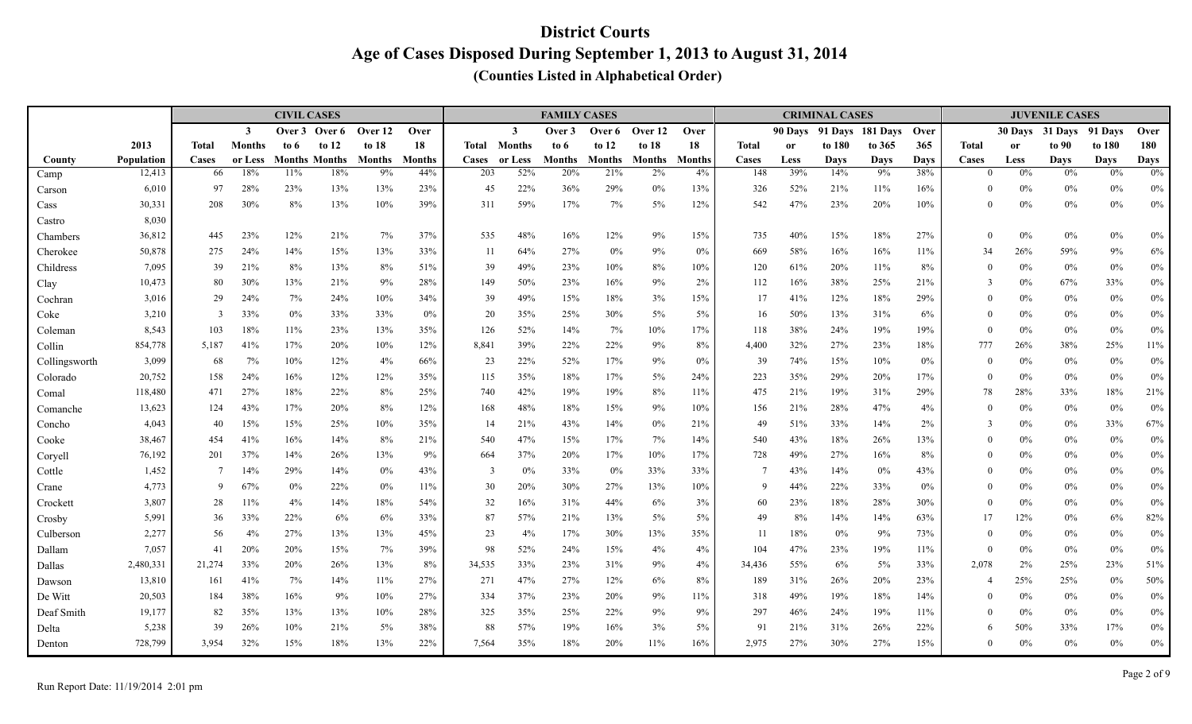# District Courts

## Age of Cases Disposed During September 1, 2013 to August 31, 2014

### (Counties Listed in Alphabetical Order)

| | | CIVIL CASES | | | | | | FAMILY CASES | | | | | | CRIMINAL CASES | | | | | JUVENILE CASES | | | | |
|---|---|---|---|---|---|---|---|---|---|---|---|---|---|---|---|---|---|---|---|---|---|---|---|
| County | 2013 Population | Total Cases | 3 Months or Less | Over 3 to 6 Months | Over 6 to 12 Months | Over 12 to 18 Months | Over 18 Months | Total Cases | 3 Months or Less | Over 3 to 6 Months | Over 6 to 12 Months | Over 12 to 18 Months | Over 18 Months | Total Cases | 90 Days or Less | 91 Days to 180 Days | 181 Days to 365 Days | Over 365 Days | Total Cases | 30 Days or Less | 31 Days to 90 Days | 91 Days to 180 Days | Over 180 Days |
| Camp | 12,413 | 66 | 18% | 11% | 18% | 9% | 44% | 203 | 52% | 20% | 21% | 2% | 4% | 148 | 39% | 14% | 9% | 38% | 0 | 0% | 0% | 0% | 0% |
| Carson | 6,010 | 97 | 28% | 23% | 13% | 13% | 23% | 45 | 22% | 36% | 29% | 0% | 13% | 326 | 52% | 21% | 11% | 16% | 0 | 0% | 0% | 0% | 0% |
| Cass | 30,331 | 208 | 30% | 8% | 13% | 10% | 39% | 311 | 59% | 17% | 7% | 5% | 12% | 542 | 47% | 23% | 20% | 10% | 0 | 0% | 0% | 0% | 0% |
| Castro | 8,030 | | | | | | | | | | | | | | | | | | | | | | |
| Chambers | 36,812 | 445 | 23% | 12% | 21% | 7% | 37% | 535 | 48% | 16% | 12% | 9% | 15% | 735 | 40% | 15% | 18% | 27% | 0 | 0% | 0% | 0% | 0% |
| Cherokee | 50,878 | 275 | 24% | 14% | 15% | 13% | 33% | 11 | 64% | 27% | 0% | 9% | 0% | 669 | 58% | 16% | 16% | 11% | 34 | 26% | 59% | 9% | 6% |
| Childress | 7,095 | 39 | 21% | 8% | 13% | 8% | 51% | 39 | 49% | 23% | 10% | 8% | 10% | 120 | 61% | 20% | 11% | 8% | 0 | 0% | 0% | 0% | 0% |
| Clay | 10,473 | 80 | 30% | 13% | 21% | 9% | 28% | 149 | 50% | 23% | 16% | 9% | 2% | 112 | 16% | 38% | 25% | 21% | 3 | 0% | 67% | 33% | 0% |
| Cochran | 3,016 | 29 | 24% | 7% | 24% | 10% | 34% | 39 | 49% | 15% | 18% | 3% | 15% | 17 | 41% | 12% | 18% | 29% | 0 | 0% | 0% | 0% | 0% |
| Coke | 3,210 | 3 | 33% | 0% | 33% | 33% | 0% | 20 | 35% | 25% | 30% | 5% | 5% | 16 | 50% | 13% | 31% | 6% | 0 | 0% | 0% | 0% | 0% |
| Coleman | 8,543 | 103 | 18% | 11% | 23% | 13% | 35% | 126 | 52% | 14% | 7% | 10% | 17% | 118 | 38% | 24% | 19% | 19% | 0 | 0% | 0% | 0% | 0% |
| Collin | 854,778 | 5,187 | 41% | 17% | 20% | 10% | 12% | 8,841 | 39% | 22% | 22% | 9% | 8% | 4,400 | 32% | 27% | 23% | 18% | 777 | 26% | 38% | 25% | 11% |
| Collingsworth | 3,099 | 68 | 7% | 10% | 12% | 4% | 66% | 23 | 22% | 52% | 17% | 9% | 0% | 39 | 74% | 15% | 10% | 0% | 0 | 0% | 0% | 0% | 0% |
| Colorado | 20,752 | 158 | 24% | 16% | 12% | 12% | 35% | 115 | 35% | 18% | 17% | 5% | 24% | 223 | 35% | 29% | 20% | 17% | 0 | 0% | 0% | 0% | 0% |
| Comal | 118,480 | 471 | 27% | 18% | 22% | 8% | 25% | 740 | 42% | 19% | 19% | 8% | 11% | 475 | 21% | 19% | 31% | 29% | 78 | 28% | 33% | 18% | 21% |
| Comanche | 13,623 | 124 | 43% | 17% | 20% | 8% | 12% | 168 | 48% | 18% | 15% | 9% | 10% | 156 | 21% | 28% | 47% | 4% | 0 | 0% | 0% | 0% | 0% |
| Concho | 4,043 | 40 | 15% | 15% | 25% | 10% | 35% | 14 | 21% | 43% | 14% | 0% | 21% | 49 | 51% | 33% | 14% | 2% | 3 | 0% | 0% | 33% | 67% |
| Cooke | 38,467 | 454 | 41% | 16% | 14% | 8% | 21% | 540 | 47% | 15% | 17% | 7% | 14% | 540 | 43% | 18% | 26% | 13% | 0 | 0% | 0% | 0% | 0% |
| Coryell | 76,192 | 201 | 37% | 14% | 26% | 13% | 9% | 664 | 37% | 20% | 17% | 10% | 17% | 728 | 49% | 27% | 16% | 8% | 0 | 0% | 0% | 0% | 0% |
| Cottle | 1,452 | 7 | 14% | 29% | 14% | 0% | 43% | 3 | 0% | 33% | 0% | 33% | 33% | 7 | 43% | 14% | 0% | 43% | 0 | 0% | 0% | 0% | 0% |
| Crane | 4,773 | 9 | 67% | 0% | 22% | 0% | 11% | 30 | 20% | 30% | 27% | 13% | 10% | 9 | 44% | 22% | 33% | 0% | 0 | 0% | 0% | 0% | 0% |
| Crockett | 3,807 | 28 | 11% | 4% | 14% | 18% | 54% | 32 | 16% | 31% | 44% | 6% | 3% | 60 | 23% | 18% | 28% | 30% | 0 | 0% | 0% | 0% | 0% |
| Crosby | 5,991 | 36 | 33% | 22% | 6% | 6% | 33% | 87 | 57% | 21% | 13% | 5% | 5% | 49 | 8% | 14% | 14% | 63% | 17 | 12% | 0% | 6% | 82% |
| Culberson | 2,277 | 56 | 4% | 27% | 13% | 13% | 45% | 23 | 4% | 17% | 30% | 13% | 35% | 11 | 18% | 0% | 9% | 73% | 0 | 0% | 0% | 0% | 0% |
| Dallam | 7,057 | 41 | 20% | 20% | 15% | 7% | 39% | 98 | 52% | 24% | 15% | 4% | 4% | 104 | 47% | 23% | 19% | 11% | 0 | 0% | 0% | 0% | 0% |
| Dallas | 2,480,331 | 21,274 | 33% | 20% | 26% | 13% | 8% | 34,535 | 33% | 23% | 31% | 9% | 4% | 34,436 | 55% | 6% | 5% | 33% | 2,078 | 2% | 25% | 23% | 51% |
| Dawson | 13,810 | 161 | 41% | 7% | 14% | 11% | 27% | 271 | 47% | 27% | 12% | 6% | 8% | 189 | 31% | 26% | 20% | 23% | 4 | 25% | 25% | 0% | 50% |
| De Witt | 20,503 | 184 | 38% | 16% | 9% | 10% | 27% | 334 | 37% | 23% | 20% | 9% | 11% | 318 | 49% | 19% | 18% | 14% | 0 | 0% | 0% | 0% | 0% |
| Deaf Smith | 19,177 | 82 | 35% | 13% | 13% | 10% | 28% | 325 | 35% | 25% | 22% | 9% | 9% | 297 | 46% | 24% | 19% | 11% | 0 | 0% | 0% | 0% | 0% |
| Delta | 5,238 | 39 | 26% | 10% | 21% | 5% | 38% | 88 | 57% | 19% | 16% | 3% | 5% | 91 | 21% | 31% | 26% | 22% | 6 | 50% | 33% | 17% | 0% |
| Denton | 728,799 | 3,954 | 32% | 15% | 18% | 13% | 22% | 7,564 | 35% | 18% | 20% | 11% | 16% | 2,975 | 27% | 30% | 27% | 15% | 0 | 0% | 0% | 0% | 0% |

Run Report Date: 11/19/2014 2:01 pm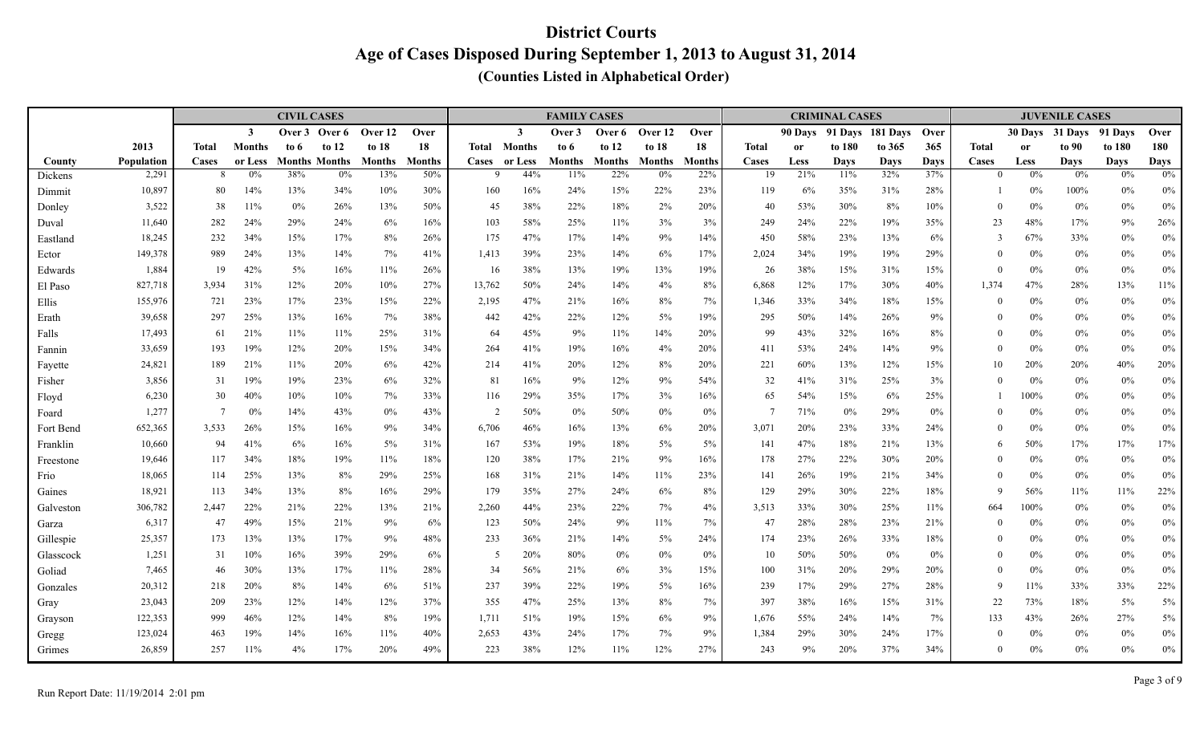# District Courts

## Age of Cases Disposed During September 1, 2013 to August 31, 2014

### (Counties Listed in Alphabetical Order)

| | | CIVIL CASES | | | | | | FAMILY CASES | | | | | | CRIMINAL CASES | | | | | JUVENILE CASES | | | | |
|---|---|---|---|---|---|---|---|---|---|---|---|---|---|---|---|---|---|---|---|---|---|---|---|
| County | 2013 Population | Total Cases | 3 Months or Less | Over 3 to 6 Months | Over 6 to 12 Months | Over 12 to 18 Months | Over 18 Months | Total Cases | 3 Months or Less | Over 3 to 6 Months | Over 6 to 12 Months | Over 12 to 18 Months | Over 18 Months | Total Cases | 90 Days or Less | 91 Days to 180 Days | 181 Days to 365 Days | Over 365 Days | Total Cases | 30 Days or Less | 31 Days to 90 Days | 91 Days to 180 Days | Over 180 Days |
| Dickens | 2,291 | 8 | 0% | 38% | 0% | 13% | 50% | 9 | 44% | 11% | 22% | 0% | 22% | 19 | 21% | 11% | 32% | 37% | 0 | 0% | 0% | 0% | 0% |
| Dimmit | 10,897 | 80 | 14% | 13% | 34% | 10% | 30% | 160 | 16% | 24% | 15% | 22% | 23% | 119 | 6% | 35% | 31% | 28% | 1 | 0% | 100% | 0% | 0% |
| Donley | 3,522 | 38 | 11% | 0% | 26% | 13% | 50% | 45 | 38% | 22% | 18% | 2% | 20% | 40 | 53% | 30% | 8% | 10% | 0 | 0% | 0% | 0% | 0% |
| Duval | 11,640 | 282 | 24% | 29% | 24% | 6% | 16% | 103 | 58% | 25% | 11% | 3% | 3% | 249 | 24% | 22% | 19% | 35% | 23 | 48% | 17% | 9% | 26% |
| Eastland | 18,245 | 232 | 34% | 15% | 17% | 8% | 26% | 175 | 47% | 17% | 14% | 9% | 14% | 450 | 58% | 23% | 13% | 6% | 3 | 67% | 33% | 0% | 0% |
| Ector | 149,378 | 989 | 24% | 13% | 14% | 7% | 41% | 1,413 | 39% | 23% | 14% | 6% | 17% | 2,024 | 34% | 19% | 19% | 29% | 0 | 0% | 0% | 0% | 0% |
| Edwards | 1,884 | 19 | 42% | 5% | 16% | 11% | 26% | 16 | 38% | 13% | 19% | 13% | 19% | 26 | 38% | 15% | 31% | 15% | 0 | 0% | 0% | 0% | 0% |
| El Paso | 827,718 | 3,934 | 31% | 12% | 20% | 10% | 27% | 13,762 | 50% | 24% | 14% | 4% | 8% | 6,868 | 12% | 17% | 30% | 40% | 1,374 | 47% | 28% | 13% | 11% |
| Ellis | 155,976 | 721 | 23% | 17% | 23% | 15% | 22% | 2,195 | 47% | 21% | 16% | 8% | 7% | 1,346 | 33% | 34% | 18% | 15% | 0 | 0% | 0% | 0% | 0% |
| Erath | 39,658 | 297 | 25% | 13% | 16% | 7% | 38% | 442 | 42% | 22% | 12% | 5% | 19% | 295 | 50% | 14% | 26% | 9% | 0 | 0% | 0% | 0% | 0% |
| Falls | 17,493 | 61 | 21% | 11% | 11% | 25% | 31% | 64 | 45% | 9% | 11% | 14% | 20% | 99 | 43% | 32% | 16% | 8% | 0 | 0% | 0% | 0% | 0% |
| Fannin | 33,659 | 193 | 19% | 12% | 20% | 15% | 34% | 264 | 41% | 19% | 16% | 4% | 20% | 411 | 53% | 24% | 14% | 9% | 0 | 0% | 0% | 0% | 0% |
| Fayette | 24,821 | 189 | 21% | 11% | 20% | 6% | 42% | 214 | 41% | 20% | 12% | 8% | 20% | 221 | 60% | 13% | 12% | 15% | 10 | 20% | 20% | 40% | 20% |
| Fisher | 3,856 | 31 | 19% | 19% | 23% | 6% | 32% | 81 | 16% | 9% | 12% | 9% | 54% | 32 | 41% | 31% | 25% | 3% | 0 | 0% | 0% | 0% | 0% |
| Floyd | 6,230 | 30 | 40% | 10% | 10% | 7% | 33% | 116 | 29% | 35% | 17% | 3% | 16% | 65 | 54% | 15% | 6% | 25% | 1 | 100% | 0% | 0% | 0% |
| Foard | 1,277 | 7 | 0% | 14% | 43% | 0% | 43% | 2 | 50% | 0% | 50% | 0% | 0% | 7 | 71% | 0% | 29% | 0% | 0 | 0% | 0% | 0% | 0% |
| Fort Bend | 652,365 | 3,533 | 26% | 15% | 16% | 9% | 34% | 6,706 | 46% | 16% | 13% | 6% | 20% | 3,071 | 20% | 23% | 33% | 24% | 0 | 0% | 0% | 0% | 0% |
| Franklin | 10,660 | 94 | 41% | 6% | 16% | 5% | 31% | 167 | 53% | 19% | 18% | 5% | 5% | 141 | 47% | 18% | 21% | 13% | 6 | 50% | 17% | 17% | 17% |
| Freestone | 19,646 | 117 | 34% | 18% | 19% | 11% | 18% | 120 | 38% | 17% | 21% | 9% | 16% | 178 | 27% | 22% | 30% | 20% | 0 | 0% | 0% | 0% | 0% |
| Frio | 18,065 | 114 | 25% | 13% | 8% | 29% | 25% | 168 | 31% | 21% | 14% | 11% | 23% | 141 | 26% | 19% | 21% | 34% | 0 | 0% | 0% | 0% | 0% |
| Gaines | 18,921 | 113 | 34% | 13% | 8% | 16% | 29% | 179 | 35% | 27% | 24% | 6% | 8% | 129 | 29% | 30% | 22% | 18% | 9 | 56% | 11% | 11% | 22% |
| Galveston | 306,782 | 2,447 | 22% | 21% | 22% | 13% | 21% | 2,260 | 44% | 23% | 22% | 7% | 4% | 3,513 | 33% | 30% | 25% | 11% | 664 | 100% | 0% | 0% | 0% |
| Garza | 6,317 | 47 | 49% | 15% | 21% | 9% | 6% | 123 | 50% | 24% | 9% | 11% | 7% | 47 | 28% | 28% | 23% | 21% | 0 | 0% | 0% | 0% | 0% |
| Gillespie | 25,357 | 173 | 13% | 13% | 17% | 9% | 48% | 233 | 36% | 21% | 14% | 5% | 24% | 174 | 23% | 26% | 33% | 18% | 0 | 0% | 0% | 0% | 0% |
| Glasscock | 1,251 | 31 | 10% | 16% | 39% | 29% | 6% | 5 | 20% | 80% | 0% | 0% | 0% | 10 | 50% | 50% | 0% | 0% | 0 | 0% | 0% | 0% | 0% |
| Goliad | 7,465 | 46 | 30% | 13% | 17% | 11% | 28% | 34 | 56% | 21% | 6% | 3% | 15% | 100 | 31% | 20% | 29% | 20% | 0 | 0% | 0% | 0% | 0% |
| Gonzales | 20,312 | 218 | 20% | 8% | 14% | 6% | 51% | 237 | 39% | 22% | 19% | 5% | 16% | 239 | 17% | 29% | 27% | 28% | 9 | 11% | 33% | 33% | 22% |
| Gray | 23,043 | 209 | 23% | 12% | 14% | 12% | 37% | 355 | 47% | 25% | 13% | 8% | 7% | 397 | 38% | 16% | 15% | 31% | 22 | 73% | 18% | 5% | 5% |
| Grayson | 122,353 | 999 | 46% | 12% | 14% | 8% | 19% | 1,711 | 51% | 19% | 15% | 6% | 9% | 1,676 | 55% | 24% | 14% | 7% | 133 | 43% | 26% | 27% | 5% |
| Gregg | 123,024 | 463 | 19% | 14% | 16% | 11% | 40% | 2,653 | 43% | 24% | 17% | 7% | 9% | 1,384 | 29% | 30% | 24% | 17% | 0 | 0% | 0% | 0% | 0% |
| Grimes | 26,859 | 257 | 11% | 4% | 17% | 20% | 49% | 223 | 38% | 12% | 11% | 12% | 27% | 243 | 9% | 20% | 37% | 34% | 0 | 0% | 0% | 0% | 0% |

Run Report Date: 11/19/2014 2:01 pm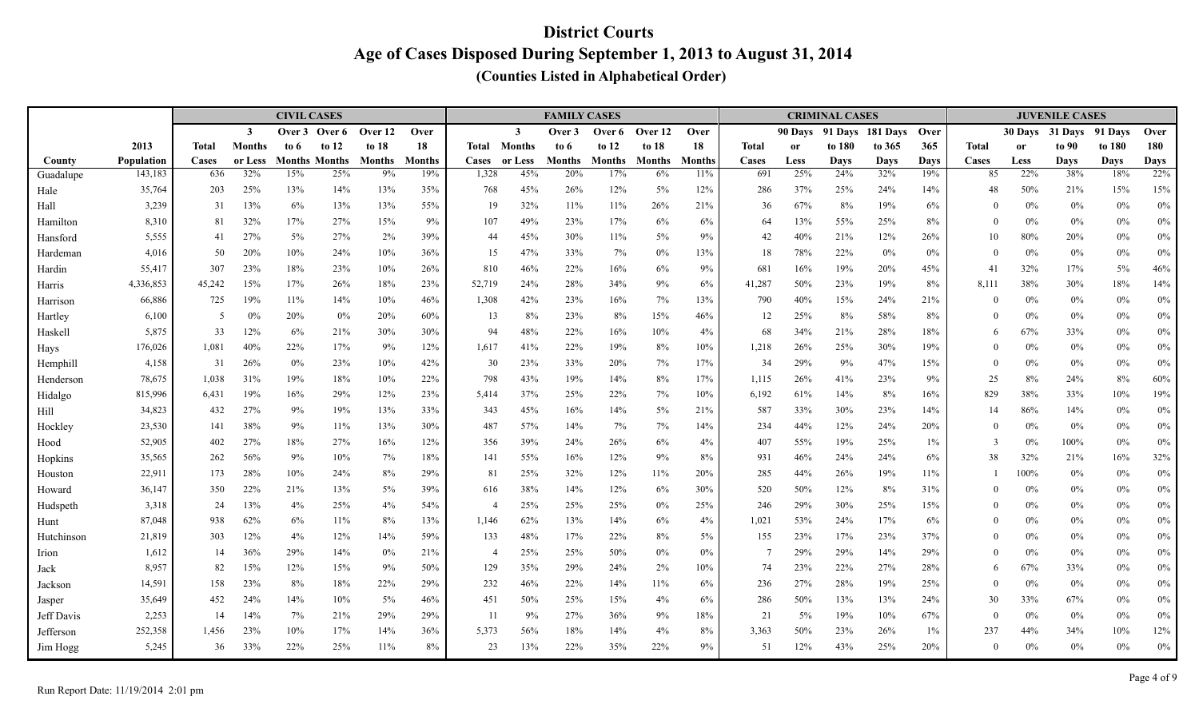# District Courts

## Age of Cases Disposed During September 1, 2013 to August 31, 2014

### (Counties Listed in Alphabetical Order)

| | | CIVIL CASES | | | | | | FAMILY CASES | | | | | | CRIMINAL CASES | | | | | JUVENILE CASES | | | | |
|---|---|---|---|---|---|---|---|---|---|---|---|---|---|---|---|---|---|---|---|---|---|---|---|
| County | 2013 Population | Total Cases | 3 Months or Less | Over 3 to 6 Months | Over 6 to 12 Months | Over 12 to 18 Months | Over 18 Months | Total Cases | 3 Months or Less | Over 3 to 6 Months | Over 6 to 12 Months | Over 12 to 18 Months | Over 18 Months | Total Cases | 90 Days or Less | 91 Days to 180 Days | 181 Days to 365 Days | Over 365 Days | Total Cases | 30 Days or Less | 31 Days to 90 Days | 91 Days to 180 Days | Over 180 Days |
| Guadalupe | 143,183 | 636 | 32% | 15% | 25% | 9% | 19% | 1,328 | 45% | 20% | 17% | 6% | 11% | 691 | 25% | 24% | 32% | 19% | 85 | 22% | 38% | 18% | 22% |
| Hale | 35,764 | 203 | 25% | 13% | 14% | 13% | 35% | 768 | 45% | 26% | 12% | 5% | 12% | 286 | 37% | 25% | 24% | 14% | 48 | 50% | 21% | 15% | 15% |
| Hall | 3,239 | 31 | 13% | 6% | 13% | 13% | 55% | 19 | 32% | 11% | 11% | 26% | 21% | 36 | 67% | 8% | 19% | 6% | 0 | 0% | 0% | 0% | 0% |
| Hamilton | 8,310 | 81 | 32% | 17% | 27% | 15% | 9% | 107 | 49% | 23% | 17% | 6% | 6% | 64 | 13% | 55% | 25% | 8% | 0 | 0% | 0% | 0% | 0% |
| Hansford | 5,555 | 41 | 27% | 5% | 27% | 2% | 39% | 44 | 45% | 30% | 11% | 5% | 9% | 42 | 40% | 21% | 12% | 26% | 10 | 80% | 20% | 0% | 0% |
| Hardeman | 4,016 | 50 | 20% | 10% | 24% | 10% | 36% | 15 | 47% | 33% | 7% | 0% | 13% | 18 | 78% | 22% | 0% | 0% | 0 | 0% | 0% | 0% | 0% |
| Hardin | 55,417 | 307 | 23% | 18% | 23% | 10% | 26% | 810 | 46% | 22% | 16% | 6% | 9% | 681 | 16% | 19% | 20% | 45% | 41 | 32% | 17% | 5% | 46% |
| Harris | 4,336,853 | 45,242 | 15% | 17% | 26% | 18% | 23% | 52,719 | 24% | 28% | 34% | 9% | 6% | 41,287 | 50% | 23% | 19% | 8% | 8,111 | 38% | 30% | 18% | 14% |
| Harrison | 66,886 | 725 | 19% | 11% | 14% | 10% | 46% | 1,308 | 42% | 23% | 16% | 7% | 13% | 790 | 40% | 15% | 24% | 21% | 0 | 0% | 0% | 0% | 0% |
| Hartley | 6,100 | 5 | 0% | 20% | 0% | 20% | 60% | 13 | 8% | 23% | 8% | 15% | 46% | 12 | 25% | 8% | 58% | 8% | 0 | 0% | 0% | 0% | 0% |
| Haskell | 5,875 | 33 | 12% | 6% | 21% | 30% | 30% | 94 | 48% | 22% | 16% | 10% | 4% | 68 | 34% | 21% | 28% | 18% | 6 | 67% | 33% | 0% | 0% |
| Hays | 176,026 | 1,081 | 40% | 22% | 17% | 9% | 12% | 1,617 | 41% | 22% | 19% | 8% | 10% | 1,218 | 26% | 25% | 30% | 19% | 0 | 0% | 0% | 0% | 0% |
| Hemphill | 4,158 | 31 | 26% | 0% | 23% | 10% | 42% | 30 | 23% | 33% | 20% | 7% | 17% | 34 | 29% | 9% | 47% | 15% | 0 | 0% | 0% | 0% | 0% |
| Henderson | 78,675 | 1,038 | 31% | 19% | 18% | 10% | 22% | 798 | 43% | 19% | 14% | 8% | 17% | 1,115 | 26% | 41% | 23% | 9% | 25 | 8% | 24% | 8% | 60% |
| Hidalgo | 815,996 | 6,431 | 19% | 16% | 29% | 12% | 23% | 5,414 | 37% | 25% | 22% | 7% | 10% | 6,192 | 61% | 14% | 8% | 16% | 829 | 38% | 33% | 10% | 19% |
| Hill | 34,823 | 432 | 27% | 9% | 19% | 13% | 33% | 343 | 45% | 16% | 14% | 5% | 21% | 587 | 33% | 30% | 23% | 14% | 14 | 86% | 14% | 0% | 0% |
| Hockley | 23,530 | 141 | 38% | 9% | 11% | 13% | 30% | 487 | 57% | 14% | 7% | 7% | 14% | 234 | 44% | 12% | 24% | 20% | 0 | 0% | 0% | 0% | 0% |
| Hood | 52,905 | 402 | 27% | 18% | 27% | 16% | 12% | 356 | 39% | 24% | 26% | 6% | 4% | 407 | 55% | 19% | 25% | 1% | 3 | 0% | 100% | 0% | 0% |
| Hopkins | 35,565 | 262 | 56% | 9% | 10% | 7% | 18% | 141 | 55% | 16% | 12% | 9% | 8% | 931 | 46% | 24% | 24% | 6% | 38 | 32% | 21% | 16% | 32% |
| Houston | 22,911 | 173 | 28% | 10% | 24% | 8% | 29% | 81 | 25% | 32% | 12% | 11% | 20% | 285 | 44% | 26% | 19% | 11% | 1 | 100% | 0% | 0% | 0% |
| Howard | 36,147 | 350 | 22% | 21% | 13% | 5% | 39% | 616 | 38% | 14% | 12% | 6% | 30% | 520 | 50% | 12% | 8% | 31% | 0 | 0% | 0% | 0% | 0% |
| Hudspeth | 3,318 | 24 | 13% | 4% | 25% | 4% | 54% | 4 | 25% | 25% | 25% | 0% | 25% | 246 | 29% | 30% | 25% | 15% | 0 | 0% | 0% | 0% | 0% |
| Hunt | 87,048 | 938 | 62% | 6% | 11% | 8% | 13% | 1,146 | 62% | 13% | 14% | 6% | 4% | 1,021 | 53% | 24% | 17% | 6% | 0 | 0% | 0% | 0% | 0% |
| Hutchinson | 21,819 | 303 | 12% | 4% | 12% | 14% | 59% | 133 | 48% | 17% | 22% | 8% | 5% | 155 | 23% | 17% | 23% | 37% | 0 | 0% | 0% | 0% | 0% |
| Irion | 1,612 | 14 | 36% | 29% | 14% | 0% | 21% | 4 | 25% | 25% | 50% | 0% | 0% | 7 | 29% | 29% | 14% | 29% | 0 | 0% | 0% | 0% | 0% |
| Jack | 8,957 | 82 | 15% | 12% | 15% | 9% | 50% | 129 | 35% | 29% | 24% | 2% | 10% | 74 | 23% | 22% | 27% | 28% | 6 | 67% | 33% | 0% | 0% |
| Jackson | 14,591 | 158 | 23% | 8% | 18% | 22% | 29% | 232 | 46% | 22% | 14% | 11% | 6% | 236 | 27% | 28% | 19% | 25% | 0 | 0% | 0% | 0% | 0% |
| Jasper | 35,649 | 452 | 24% | 14% | 10% | 5% | 46% | 451 | 50% | 25% | 15% | 4% | 6% | 286 | 50% | 13% | 13% | 24% | 30 | 33% | 67% | 0% | 0% |
| Jeff Davis | 2,253 | 14 | 14% | 7% | 21% | 29% | 29% | 11 | 9% | 27% | 36% | 9% | 18% | 21 | 5% | 19% | 10% | 67% | 0 | 0% | 0% | 0% | 0% |
| Jefferson | 252,358 | 1,456 | 23% | 10% | 17% | 14% | 36% | 5,373 | 56% | 18% | 14% | 4% | 8% | 3,363 | 50% | 23% | 26% | 1% | 237 | 44% | 34% | 10% | 12% |
| Jim Hogg | 5,245 | 36 | 33% | 22% | 25% | 11% | 8% | 23 | 13% | 22% | 35% | 22% | 9% | 51 | 12% | 43% | 25% | 20% | 0 | 0% | 0% | 0% | 0% |

Run Report Date: 11/19/2014 2:01 pm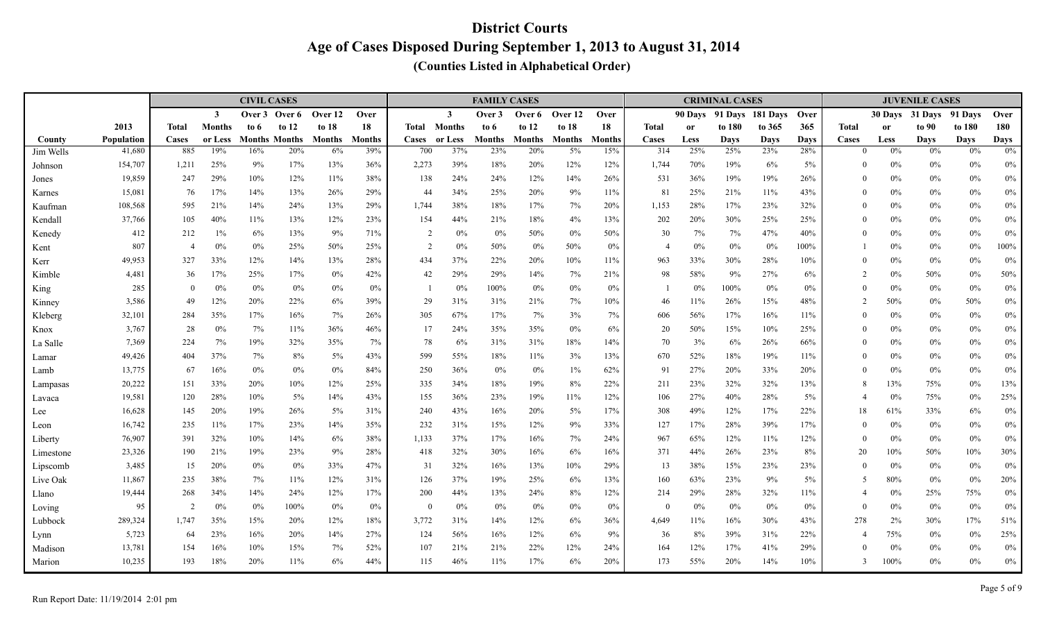# District Courts

## Age of Cases Disposed During September 1, 2013 to August 31, 2014

### (Counties Listed in Alphabetical Order)

| | | CIVIL CASES | | | | | | FAMILY CASES | | | | | | CRIMINAL CASES | | | | | JUVENILE CASES | | | | |
|---|---|---|---|---|---|---|---|---|---|---|---|---|---|---|---|---|---|---|---|---|---|---|---|
| County | 2013 Population | Total Cases | 3 Months or Less | Over 3 to 6 Months | Over 6 to 12 Months | Over 12 to 18 Months | Over 18 Months | Total Cases | 3 Months or Less | Over 3 to 6 Months | Over 6 to 12 Months | Over 12 to 18 Months | Over 18 Months | Total Cases | 90 Days or Less | 91 Days to 180 Days | 181 Days to 365 Days | Over 365 Days | Total Cases | 30 Days or Less | 31 Days to 90 Days | 91 Days to 180 Days | Over 180 Days |
| Jim Wells | 41,680 | 885 | 19% | 16% | 20% | 6% | 39% | 700 | 37% | 23% | 20% | 5% | 15% | 314 | 25% | 25% | 23% | 28% | 0 | 0% | 0% | 0% | 0% |
| Johnson | 154,707 | 1,211 | 25% | 9% | 17% | 13% | 36% | 2,273 | 39% | 18% | 20% | 12% | 12% | 1,744 | 70% | 19% | 6% | 5% | 0 | 0% | 0% | 0% | 0% |
| Jones | 19,859 | 247 | 29% | 10% | 12% | 11% | 38% | 138 | 24% | 24% | 12% | 14% | 26% | 531 | 36% | 19% | 19% | 26% | 0 | 0% | 0% | 0% | 0% |
| Karnes | 15,081 | 76 | 17% | 14% | 13% | 26% | 29% | 44 | 34% | 25% | 20% | 9% | 11% | 81 | 25% | 21% | 11% | 43% | 0 | 0% | 0% | 0% | 0% |
| Kaufman | 108,568 | 595 | 21% | 14% | 24% | 13% | 29% | 1,744 | 38% | 18% | 17% | 7% | 20% | 1,153 | 28% | 17% | 23% | 32% | 0 | 0% | 0% | 0% | 0% |
| Kendall | 37,766 | 105 | 40% | 11% | 13% | 12% | 23% | 154 | 44% | 21% | 18% | 4% | 13% | 202 | 20% | 30% | 25% | 25% | 0 | 0% | 0% | 0% | 0% |
| Kenedy | 412 | 212 | 1% | 6% | 13% | 9% | 71% | 2 | 0% | 0% | 50% | 0% | 50% | 30 | 7% | 7% | 47% | 40% | 0 | 0% | 0% | 0% | 0% |
| Kent | 807 | 4 | 0% | 0% | 25% | 50% | 25% | 2 | 0% | 50% | 0% | 50% | 0% | 4 | 0% | 0% | 0% | 100% | 1 | 0% | 0% | 0% | 100% |
| Kerr | 49,953 | 327 | 33% | 12% | 14% | 13% | 28% | 434 | 37% | 22% | 20% | 10% | 11% | 963 | 33% | 30% | 28% | 10% | 0 | 0% | 0% | 0% | 0% |
| Kimble | 4,481 | 36 | 17% | 25% | 17% | 0% | 42% | 42 | 29% | 29% | 14% | 7% | 21% | 98 | 58% | 9% | 27% | 6% | 2 | 0% | 50% | 0% | 50% |
| King | 285 | 0 | 0% | 0% | 0% | 0% | 0% | 1 | 0% | 100% | 0% | 0% | 0% | 1 | 0% | 100% | 0% | 0% | 0 | 0% | 0% | 0% | 0% |
| Kinney | 3,586 | 49 | 12% | 20% | 22% | 6% | 39% | 29 | 31% | 31% | 21% | 7% | 10% | 46 | 11% | 26% | 15% | 48% | 2 | 50% | 0% | 50% | 0% |
| Kleberg | 32,101 | 284 | 35% | 17% | 16% | 7% | 26% | 305 | 67% | 17% | 7% | 3% | 7% | 606 | 56% | 17% | 16% | 11% | 0 | 0% | 0% | 0% | 0% |
| Knox | 3,767 | 28 | 0% | 7% | 11% | 36% | 46% | 17 | 24% | 35% | 35% | 0% | 6% | 20 | 50% | 15% | 10% | 25% | 0 | 0% | 0% | 0% | 0% |
| La Salle | 7,369 | 224 | 7% | 19% | 32% | 35% | 7% | 78 | 6% | 31% | 31% | 18% | 14% | 70 | 3% | 6% | 26% | 66% | 0 | 0% | 0% | 0% | 0% |
| Lamar | 49,426 | 404 | 37% | 7% | 8% | 5% | 43% | 599 | 55% | 18% | 11% | 3% | 13% | 670 | 52% | 18% | 19% | 11% | 0 | 0% | 0% | 0% | 0% |
| Lamb | 13,775 | 67 | 16% | 0% | 0% | 0% | 84% | 250 | 36% | 0% | 0% | 1% | 62% | 91 | 27% | 20% | 33% | 20% | 0 | 0% | 0% | 0% | 0% |
| Lampasas | 20,222 | 151 | 33% | 20% | 10% | 12% | 25% | 335 | 34% | 18% | 19% | 8% | 22% | 211 | 23% | 32% | 32% | 13% | 8 | 13% | 75% | 0% | 13% |
| Lavaca | 19,581 | 120 | 28% | 10% | 5% | 14% | 43% | 155 | 36% | 23% | 19% | 11% | 12% | 106 | 27% | 40% | 28% | 5% | 4 | 0% | 75% | 0% | 25% |
| Lee | 16,628 | 145 | 20% | 19% | 26% | 5% | 31% | 240 | 43% | 16% | 20% | 5% | 17% | 308 | 49% | 12% | 17% | 22% | 18 | 61% | 33% | 6% | 0% |
| Leon | 16,742 | 235 | 11% | 17% | 23% | 14% | 35% | 232 | 31% | 15% | 12% | 9% | 33% | 127 | 17% | 28% | 39% | 17% | 0 | 0% | 0% | 0% | 0% |
| Liberty | 76,907 | 391 | 32% | 10% | 14% | 6% | 38% | 1,133 | 37% | 17% | 16% | 7% | 24% | 967 | 65% | 12% | 11% | 12% | 0 | 0% | 0% | 0% | 0% |
| Limestone | 23,326 | 190 | 21% | 19% | 23% | 9% | 28% | 418 | 32% | 30% | 16% | 6% | 16% | 371 | 44% | 26% | 23% | 8% | 20 | 10% | 50% | 10% | 30% |
| Lipscomb | 3,485 | 15 | 20% | 0% | 0% | 33% | 47% | 31 | 32% | 16% | 13% | 10% | 29% | 13 | 38% | 15% | 23% | 23% | 0 | 0% | 0% | 0% | 0% |
| Live Oak | 11,867 | 235 | 38% | 7% | 11% | 12% | 31% | 126 | 37% | 19% | 25% | 6% | 13% | 160 | 63% | 23% | 9% | 5% | 5 | 80% | 0% | 0% | 20% |
| Llano | 19,444 | 268 | 34% | 14% | 24% | 12% | 17% | 200 | 44% | 13% | 24% | 8% | 12% | 214 | 29% | 28% | 32% | 11% | 4 | 0% | 25% | 75% | 0% |
| Loving | 95 | 2 | 0% | 0% | 100% | 0% | 0% | 0 | 0% | 0% | 0% | 0% | 0% | 0 | 0% | 0% | 0% | 0% | 0 | 0% | 0% | 0% | 0% |
| Lubbock | 289,324 | 1,747 | 35% | 15% | 20% | 12% | 18% | 3,772 | 31% | 14% | 12% | 6% | 36% | 4,649 | 11% | 16% | 30% | 43% | 278 | 2% | 30% | 17% | 51% |
| Lynn | 5,723 | 64 | 23% | 16% | 20% | 14% | 27% | 124 | 56% | 16% | 12% | 6% | 9% | 36 | 8% | 39% | 31% | 22% | 4 | 75% | 0% | 0% | 25% |
| Madison | 13,781 | 154 | 16% | 10% | 15% | 7% | 52% | 107 | 21% | 21% | 22% | 12% | 24% | 164 | 12% | 17% | 41% | 29% | 0 | 0% | 0% | 0% | 0% |
| Marion | 10,235 | 193 | 18% | 20% | 11% | 6% | 44% | 115 | 46% | 11% | 17% | 6% | 20% | 173 | 55% | 20% | 14% | 10% | 3 | 100% | 0% | 0% | 0% |

Run Report Date: 11/19/2014 2:01 pm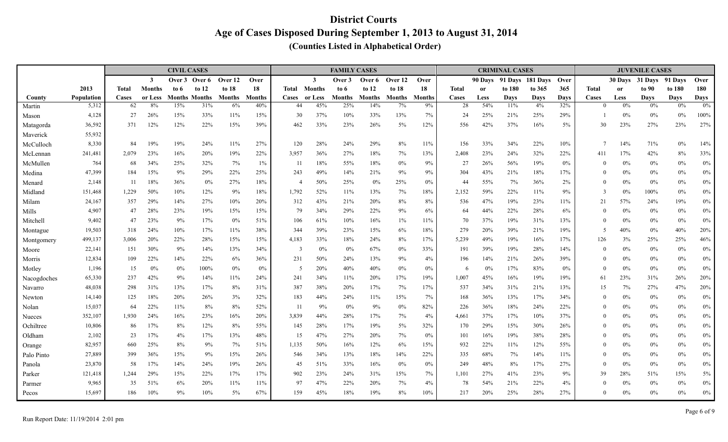# District Courts

## Age of Cases Disposed During September 1, 2013 to August 31, 2014

### (Counties Listed in Alphabetical Order)

| | | CIVIL CASES | | | | | | FAMILY CASES | | | | | | CRIMINAL CASES | | | | | JUVENILE CASES | | | | |
|---|---|---|---|---|---|---|---|---|---|---|---|---|---|---|---|---|---|---|---|---|---|---|---|
| County | 2013 Population | Total Cases | 3 Months or Less | Over 3 to 6 Months | Over 6 to 12 Months | Over 12 to 18 Months | Over 18 Months | Total Cases | 3 Months or Less | Over 3 to 6 Months | Over 6 to 12 Months | Over 12 to 18 Months | Over 18 Months | Total Cases | 90 Days or Less | 91 Days to 180 Days | 181 Days to 365 Days | Over 365 Days | Total Cases | 30 Days or Less | 31 Days to 90 Days | 91 Days to 180 Days | Over 180 Days |
| Martin | 5,312 | 62 | 8% | 15% | 31% | 6% | 40% | 44 | 45% | 25% | 14% | 7% | 9% | 28 | 54% | 11% | 4% | 32% | 0 | 0% | 0% | 0% | 0% |
| Mason | 4,128 | 27 | 26% | 15% | 33% | 11% | 15% | 30 | 37% | 10% | 33% | 13% | 7% | 24 | 25% | 21% | 25% | 29% | 1 | 0% | 0% | 0% | 100% |
| Matagorda | 36,592 | 371 | 12% | 12% | 22% | 15% | 39% | 462 | 33% | 23% | 26% | 5% | 12% | 556 | 42% | 37% | 16% | 5% | 30 | 23% | 27% | 23% | 27% |
| Maverick | 55,932 | | | | | | | | | | | | | | | | | | | | | | |
| McCulloch | 8,330 | 84 | 19% | 19% | 24% | 11% | 27% | 120 | 28% | 24% | 29% | 8% | 11% | 156 | 33% | 34% | 22% | 10% | 7 | 14% | 71% | 0% | 14% |
| McLennan | 241,481 | 2,079 | 23% | 16% | 20% | 19% | 22% | 3,957 | 36% | 27% | 18% | 7% | 13% | 2,408 | 23% | 24% | 32% | 22% | 411 | 17% | 42% | 8% | 33% |
| McMullen | 764 | 68 | 34% | 25% | 32% | 7% | 1% | 11 | 18% | 55% | 18% | 0% | 9% | 27 | 26% | 56% | 19% | 0% | 0 | 0% | 0% | 0% | 0% |
| Medina | 47,399 | 184 | 15% | 9% | 29% | 22% | 25% | 243 | 49% | 14% | 21% | 9% | 9% | 304 | 43% | 21% | 18% | 17% | 0 | 0% | 0% | 0% | 0% |
| Menard | 2,148 | 11 | 18% | 36% | 0% | 27% | 18% | 4 | 50% | 25% | 0% | 25% | 0% | 44 | 55% | 7% | 36% | 2% | 0 | 0% | 0% | 0% | 0% |
| Midland | 151,468 | 1,229 | 50% | 10% | 12% | 9% | 18% | 1,792 | 52% | 11% | 13% | 7% | 18% | 2,152 | 59% | 22% | 11% | 9% | 3 | 0% | 100% | 0% | 0% |
| Milam | 24,167 | 357 | 29% | 14% | 27% | 10% | 20% | 312 | 43% | 21% | 20% | 8% | 8% | 536 | 47% | 19% | 23% | 11% | 21 | 57% | 24% | 19% | 0% |
| Mills | 4,907 | 47 | 28% | 23% | 19% | 15% | 15% | 79 | 34% | 29% | 22% | 9% | 6% | 64 | 44% | 22% | 28% | 6% | 0 | 0% | 0% | 0% | 0% |
| Mitchell | 9,402 | 47 | 23% | 9% | 17% | 0% | 51% | 106 | 61% | 10% | 16% | 1% | 11% | 70 | 37% | 19% | 31% | 13% | 0 | 0% | 0% | 0% | 0% |
| Montague | 19,503 | 318 | 24% | 10% | 17% | 11% | 38% | 344 | 39% | 23% | 15% | 6% | 18% | 279 | 20% | 39% | 21% | 19% | 5 | 40% | 0% | 40% | 20% |
| Montgomery | 499,137 | 3,006 | 20% | 22% | 28% | 15% | 15% | 4,183 | 33% | 18% | 24% | 8% | 17% | 5,239 | 49% | 19% | 16% | 17% | 126 | 3% | 25% | 25% | 46% |
| Moore | 22,141 | 151 | 30% | 9% | 14% | 13% | 34% | 3 | 0% | 0% | 67% | 0% | 33% | 191 | 39% | 19% | 28% | 14% | 0 | 0% | 0% | 0% | 0% |
| Morris | 12,834 | 109 | 22% | 14% | 22% | 6% | 36% | 231 | 50% | 24% | 13% | 9% | 4% | 196 | 14% | 21% | 26% | 39% | 0 | 0% | 0% | 0% | 0% |
| Motley | 1,196 | 15 | 0% | 0% | 100% | 0% | 0% | 5 | 20% | 40% | 40% | 0% | 0% | 6 | 0% | 17% | 83% | 0% | 0 | 0% | 0% | 0% | 0% |
| Nacogdoches | 65,330 | 237 | 42% | 9% | 14% | 11% | 24% | 241 | 34% | 11% | 20% | 17% | 19% | 1,007 | 45% | 16% | 19% | 19% | 61 | 23% | 31% | 26% | 20% |
| Navarro | 48,038 | 298 | 31% | 13% | 17% | 8% | 31% | 387 | 38% | 20% | 17% | 7% | 17% | 537 | 34% | 31% | 21% | 13% | 15 | 7% | 27% | 47% | 20% |
| Newton | 14,140 | 125 | 18% | 20% | 26% | 3% | 32% | 183 | 44% | 24% | 11% | 15% | 7% | 168 | 36% | 13% | 17% | 34% | 0 | 0% | 0% | 0% | 0% |
| Nolan | 15,037 | 64 | 22% | 11% | 8% | 8% | 52% | 11 | 9% | 0% | 9% | 0% | 82% | 226 | 36% | 18% | 24% | 22% | 0 | 0% | 0% | 0% | 0% |
| Nueces | 352,107 | 1,930 | 24% | 16% | 23% | 16% | 20% | 3,839 | 44% | 28% | 17% | 7% | 4% | 4,661 | 37% | 17% | 10% | 37% | 0 | 0% | 0% | 0% | 0% |
| Ochiltree | 10,806 | 86 | 17% | 8% | 12% | 8% | 55% | 145 | 28% | 17% | 19% | 5% | 32% | 170 | 29% | 15% | 30% | 26% | 0 | 0% | 0% | 0% | 0% |
| Oldham | 2,102 | 23 | 17% | 4% | 17% | 13% | 48% | 15 | 47% | 27% | 20% | 7% | 0% | 101 | 16% | 19% | 38% | 28% | 0 | 0% | 0% | 0% | 0% |
| Orange | 82,957 | 660 | 25% | 8% | 9% | 7% | 51% | 1,135 | 50% | 16% | 12% | 6% | 15% | 932 | 22% | 11% | 12% | 55% | 0 | 0% | 0% | 0% | 0% |
| Palo Pinto | 27,889 | 399 | 36% | 15% | 9% | 15% | 26% | 546 | 34% | 13% | 18% | 14% | 22% | 335 | 68% | 7% | 14% | 11% | 0 | 0% | 0% | 0% | 0% |
| Panola | 23,870 | 58 | 17% | 14% | 24% | 19% | 26% | 45 | 51% | 33% | 16% | 0% | 0% | 249 | 48% | 8% | 17% | 27% | 0 | 0% | 0% | 0% | 0% |
| Parker | 121,418 | 1,244 | 29% | 15% | 22% | 17% | 17% | 902 | 23% | 24% | 31% | 15% | 7% | 1,101 | 27% | 41% | 23% | 9% | 39 | 28% | 51% | 15% | 5% |
| Parmer | 9,965 | 35 | 51% | 6% | 20% | 11% | 11% | 97 | 47% | 22% | 20% | 7% | 4% | 78 | 54% | 21% | 22% | 4% | 0 | 0% | 0% | 0% | 0% |
| Pecos | 15,697 | 186 | 10% | 9% | 10% | 5% | 67% | 159 | 45% | 18% | 19% | 8% | 10% | 217 | 20% | 25% | 28% | 27% | 0 | 0% | 0% | 0% | 0% |

Run Report Date: 11/19/2014 2:01 pm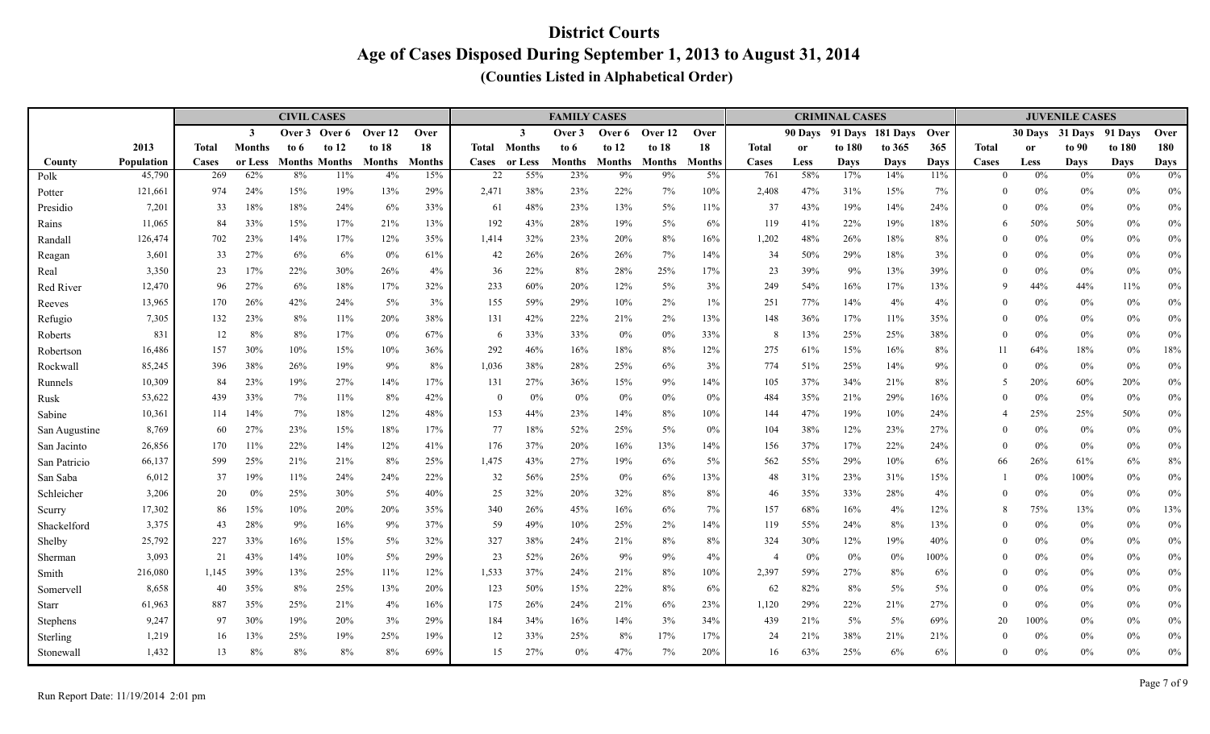# District Courts

## Age of Cases Disposed During September 1, 2013 to August 31, 2014

### (Counties Listed in Alphabetical Order)

| | | CIVIL CASES | | | | | | FAMILY CASES | | | | | | CRIMINAL CASES | | | | | JUVENILE CASES | | | | |
|---|---|---|---|---|---|---|---|---|---|---|---|---|---|---|---|---|---|---|---|---|---|---|---|
| County | 2013 Population | Total Cases | 3 Months or Less | Over 3 to 6 Months | Over 6 to 12 Months | Over 12 to 18 Months | Over 18 Months | Total Cases | 3 Months or Less | Over 3 to 6 Months | Over 6 to 12 Months | Over 12 to 18 Months | Over 18 Months | Total Cases | 90 Days or Less | 91 Days to 180 Days | 181 Days to 365 Days | Over 365 Days | Total Cases | 30 Days or Less | 31 Days to 90 Days | 91 Days to 180 Days | Over 180 Days |
| Polk | 45,790 | 269 | 62% | 8% | 11% | 4% | 15% | 22 | 55% | 23% | 9% | 9% | 5% | 761 | 58% | 17% | 14% | 11% | 0 | 0% | 0% | 0% | 0% |
| Potter | 121,661 | 974 | 24% | 15% | 19% | 13% | 29% | 2,471 | 38% | 23% | 22% | 7% | 10% | 2,408 | 47% | 31% | 15% | 7% | 0 | 0% | 0% | 0% | 0% |
| Presidio | 7,201 | 33 | 18% | 18% | 24% | 6% | 33% | 61 | 48% | 23% | 13% | 5% | 11% | 37 | 43% | 19% | 14% | 24% | 0 | 0% | 0% | 0% | 0% |
| Rains | 11,065 | 84 | 33% | 15% | 17% | 21% | 13% | 192 | 43% | 28% | 19% | 5% | 6% | 119 | 41% | 22% | 19% | 18% | 6 | 50% | 50% | 0% | 0% |
| Randall | 126,474 | 702 | 23% | 14% | 17% | 12% | 35% | 1,414 | 32% | 23% | 20% | 8% | 16% | 1,202 | 48% | 26% | 18% | 8% | 0 | 0% | 0% | 0% | 0% |
| Reagan | 3,601 | 33 | 27% | 6% | 6% | 0% | 61% | 42 | 26% | 26% | 26% | 7% | 14% | 34 | 50% | 29% | 18% | 3% | 0 | 0% | 0% | 0% | 0% |
| Real | 3,350 | 23 | 17% | 22% | 30% | 26% | 4% | 36 | 22% | 8% | 28% | 25% | 17% | 23 | 39% | 9% | 13% | 39% | 0 | 0% | 0% | 0% | 0% |
| Red River | 12,470 | 96 | 27% | 6% | 18% | 17% | 32% | 233 | 60% | 20% | 12% | 5% | 3% | 249 | 54% | 16% | 17% | 13% | 9 | 44% | 44% | 11% | 0% |
| Reeves | 13,965 | 170 | 26% | 42% | 24% | 5% | 3% | 155 | 59% | 29% | 10% | 2% | 1% | 251 | 77% | 14% | 4% | 4% | 0 | 0% | 0% | 0% | 0% |
| Refugio | 7,305 | 132 | 23% | 8% | 11% | 20% | 38% | 131 | 42% | 22% | 21% | 2% | 13% | 148 | 36% | 17% | 11% | 35% | 0 | 0% | 0% | 0% | 0% |
| Roberts | 831 | 12 | 8% | 8% | 17% | 0% | 67% | 6 | 33% | 33% | 0% | 0% | 33% | 8 | 13% | 25% | 25% | 38% | 0 | 0% | 0% | 0% | 0% |
| Robertson | 16,486 | 157 | 30% | 10% | 15% | 10% | 36% | 292 | 46% | 16% | 18% | 8% | 12% | 275 | 61% | 15% | 16% | 8% | 11 | 64% | 18% | 0% | 18% |
| Rockwall | 85,245 | 396 | 38% | 26% | 19% | 9% | 8% | 1,036 | 38% | 28% | 25% | 6% | 3% | 774 | 51% | 25% | 14% | 9% | 0 | 0% | 0% | 0% | 0% |
| Runnels | 10,309 | 84 | 23% | 19% | 27% | 14% | 17% | 131 | 27% | 36% | 15% | 9% | 14% | 105 | 37% | 34% | 21% | 8% | 5 | 20% | 60% | 20% | 0% |
| Rusk | 53,622 | 439 | 33% | 7% | 11% | 8% | 42% | 0 | 0% | 0% | 0% | 0% | 0% | 484 | 35% | 21% | 29% | 16% | 0 | 0% | 0% | 0% | 0% |
| Sabine | 10,361 | 114 | 14% | 7% | 18% | 12% | 48% | 153 | 44% | 23% | 14% | 8% | 10% | 144 | 47% | 19% | 10% | 24% | 4 | 25% | 25% | 50% | 0% |
| San Augustine | 8,769 | 60 | 27% | 23% | 15% | 18% | 17% | 77 | 18% | 52% | 25% | 5% | 0% | 104 | 38% | 12% | 23% | 27% | 0 | 0% | 0% | 0% | 0% |
| San Jacinto | 26,856 | 170 | 11% | 22% | 14% | 12% | 41% | 176 | 37% | 20% | 16% | 13% | 14% | 156 | 37% | 17% | 22% | 24% | 0 | 0% | 0% | 0% | 0% |
| San Patricio | 66,137 | 599 | 25% | 21% | 21% | 8% | 25% | 1,475 | 43% | 27% | 19% | 6% | 5% | 562 | 55% | 29% | 10% | 6% | 66 | 26% | 61% | 6% | 8% |
| San Saba | 6,012 | 37 | 19% | 11% | 24% | 24% | 22% | 32 | 56% | 25% | 0% | 6% | 13% | 48 | 31% | 23% | 31% | 15% | 1 | 0% | 100% | 0% | 0% |
| Schleicher | 3,206 | 20 | 0% | 25% | 30% | 5% | 40% | 25 | 32% | 20% | 32% | 8% | 8% | 46 | 35% | 33% | 28% | 4% | 0 | 0% | 0% | 0% | 0% |
| Scurry | 17,302 | 86 | 15% | 10% | 20% | 20% | 35% | 340 | 26% | 45% | 16% | 6% | 7% | 157 | 68% | 16% | 4% | 12% | 8 | 75% | 13% | 0% | 13% |
| Shackelford | 3,375 | 43 | 28% | 9% | 16% | 9% | 37% | 59 | 49% | 10% | 25% | 2% | 14% | 119 | 55% | 24% | 8% | 13% | 0 | 0% | 0% | 0% | 0% |
| Shelby | 25,792 | 227 | 33% | 16% | 15% | 5% | 32% | 327 | 38% | 24% | 21% | 8% | 8% | 324 | 30% | 12% | 19% | 40% | 0 | 0% | 0% | 0% | 0% |
| Sherman | 3,093 | 21 | 43% | 14% | 10% | 5% | 29% | 23 | 52% | 26% | 9% | 9% | 4% | 4 | 0% | 0% | 0% | 100% | 0 | 0% | 0% | 0% | 0% |
| Smith | 216,080 | 1,145 | 39% | 13% | 25% | 11% | 12% | 1,533 | 37% | 24% | 21% | 8% | 10% | 2,397 | 59% | 27% | 8% | 6% | 0 | 0% | 0% | 0% | 0% |
| Somervell | 8,658 | 40 | 35% | 8% | 25% | 13% | 20% | 123 | 50% | 15% | 22% | 8% | 6% | 62 | 82% | 8% | 5% | 5% | 0 | 0% | 0% | 0% | 0% |
| Starr | 61,963 | 887 | 35% | 25% | 21% | 4% | 16% | 175 | 26% | 24% | 21% | 6% | 23% | 1,120 | 29% | 22% | 21% | 27% | 0 | 0% | 0% | 0% | 0% |
| Stephens | 9,247 | 97 | 30% | 19% | 20% | 3% | 29% | 184 | 34% | 16% | 14% | 3% | 34% | 439 | 21% | 5% | 5% | 69% | 20 | 100% | 0% | 0% | 0% |
| Sterling | 1,219 | 16 | 13% | 25% | 19% | 25% | 19% | 12 | 33% | 25% | 8% | 17% | 17% | 24 | 21% | 38% | 21% | 21% | 0 | 0% | 0% | 0% | 0% |
| Stonewall | 1,432 | 13 | 8% | 8% | 8% | 8% | 69% | 15 | 27% | 0% | 47% | 7% | 20% | 16 | 63% | 25% | 6% | 6% | 0 | 0% | 0% | 0% | 0% |

Run Report Date: 11/19/2014 2:01 pm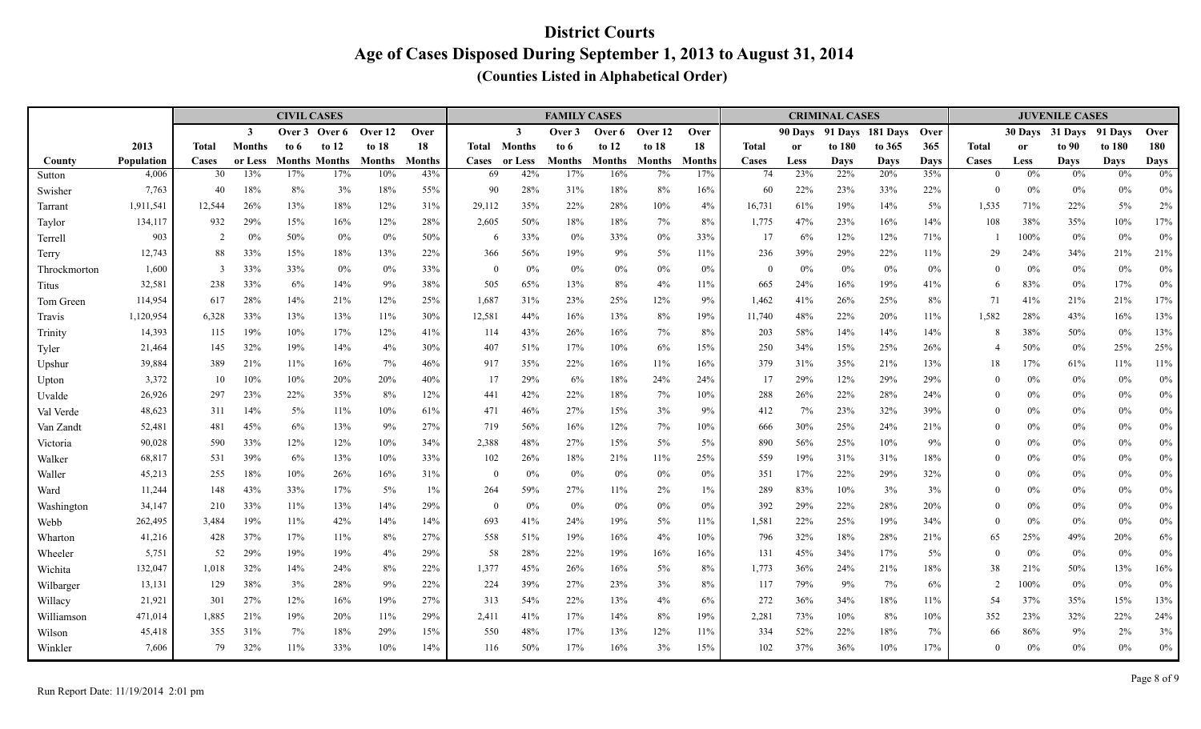# District Courts

## Age of Cases Disposed During September 1, 2013 to August 31, 2014

### (Counties Listed in Alphabetical Order)

| | | CIVIL CASES | | | | | | FAMILY CASES | | | | | | CRIMINAL CASES | | | | | JUVENILE CASES | | | | |
|---|---|---|---|---|---|---|---|---|---|---|---|---|---|---|---|---|---|---|---|---|---|---|---|
| County | 2013 Population | Total Cases | 3 Months or Less | Over 3 to 6 Months | Over 6 to 12 Months | Over 12 to 18 Months | Over 18 Months | Total Cases | 3 Months or Less | Over 3 to 6 Months | Over 6 to 12 Months | Over 12 to 18 Months | Over 18 Months | Total Cases | 90 Days or Less | 91 Days to 180 Days | 181 Days to 365 Days | Over 365 Days | Total Cases | 30 Days or Less | 31 Days to 90 Days | 91 Days to 180 Days | Over 180 Days |
| Sutton | 4,006 | 30 | 13% | 17% | 17% | 10% | 43% | 69 | 42% | 17% | 16% | 7% | 17% | 74 | 23% | 22% | 20% | 35% | 0 | 0% | 0% | 0% | 0% |
| Swisher | 7,763 | 40 | 18% | 8% | 3% | 18% | 55% | 90 | 28% | 31% | 18% | 8% | 16% | 60 | 22% | 23% | 33% | 22% | 0 | 0% | 0% | 0% | 0% |
| Tarrant | 1,911,541 | 12,544 | 26% | 13% | 18% | 12% | 31% | 29,112 | 35% | 22% | 28% | 10% | 4% | 16,731 | 61% | 19% | 14% | 5% | 1,535 | 71% | 22% | 5% | 2% |
| Taylor | 134,117 | 932 | 29% | 15% | 16% | 12% | 28% | 2,605 | 50% | 18% | 18% | 7% | 8% | 1,775 | 47% | 23% | 16% | 14% | 108 | 38% | 35% | 10% | 17% |
| Terrell | 903 | 2 | 0% | 50% | 0% | 0% | 50% | 6 | 33% | 0% | 33% | 0% | 33% | 17 | 6% | 12% | 12% | 71% | 1 | 100% | 0% | 0% | 0% |
| Terry | 12,743 | 88 | 33% | 15% | 18% | 13% | 22% | 366 | 56% | 19% | 9% | 5% | 11% | 236 | 39% | 29% | 22% | 11% | 29 | 24% | 34% | 21% | 21% |
| Throckmorton | 1,600 | 3 | 33% | 33% | 0% | 0% | 33% | 0 | 0% | 0% | 0% | 0% | 0% | 0 | 0% | 0% | 0% | 0% | 0 | 0% | 0% | 0% | 0% |
| Titus | 32,581 | 238 | 33% | 6% | 14% | 9% | 38% | 505 | 65% | 13% | 8% | 4% | 11% | 665 | 24% | 16% | 19% | 41% | 6 | 83% | 0% | 17% | 0% |
| Tom Green | 114,954 | 617 | 28% | 14% | 21% | 12% | 25% | 1,687 | 31% | 23% | 25% | 12% | 9% | 1,462 | 41% | 26% | 25% | 8% | 71 | 41% | 21% | 21% | 17% |
| Travis | 1,120,954 | 6,328 | 33% | 13% | 13% | 11% | 30% | 12,581 | 44% | 16% | 13% | 8% | 19% | 11,740 | 48% | 22% | 20% | 11% | 1,582 | 28% | 43% | 16% | 13% |
| Trinity | 14,393 | 115 | 19% | 10% | 17% | 12% | 41% | 114 | 43% | 26% | 16% | 7% | 8% | 203 | 58% | 14% | 14% | 14% | 8 | 38% | 50% | 0% | 13% |
| Tyler | 21,464 | 145 | 32% | 19% | 14% | 4% | 30% | 407 | 51% | 17% | 10% | 6% | 15% | 250 | 34% | 15% | 25% | 26% | 4 | 50% | 0% | 25% | 25% |
| Upshur | 39,884 | 389 | 21% | 11% | 16% | 7% | 46% | 917 | 35% | 22% | 16% | 11% | 16% | 379 | 31% | 35% | 21% | 13% | 18 | 17% | 61% | 11% | 11% |
| Upton | 3,372 | 10 | 10% | 10% | 20% | 20% | 40% | 17 | 29% | 6% | 18% | 24% | 24% | 17 | 29% | 12% | 29% | 29% | 0 | 0% | 0% | 0% | 0% |
| Uvalde | 26,926 | 297 | 23% | 22% | 35% | 8% | 12% | 441 | 42% | 22% | 18% | 7% | 10% | 288 | 26% | 22% | 28% | 24% | 0 | 0% | 0% | 0% | 0% |
| Val Verde | 48,623 | 311 | 14% | 5% | 11% | 10% | 61% | 471 | 46% | 27% | 15% | 3% | 9% | 412 | 7% | 23% | 32% | 39% | 0 | 0% | 0% | 0% | 0% |
| Van Zandt | 52,481 | 481 | 45% | 6% | 13% | 9% | 27% | 719 | 56% | 16% | 12% | 7% | 10% | 666 | 30% | 25% | 24% | 21% | 0 | 0% | 0% | 0% | 0% |
| Victoria | 90,028 | 590 | 33% | 12% | 12% | 10% | 34% | 2,388 | 48% | 27% | 15% | 5% | 5% | 890 | 56% | 25% | 10% | 9% | 0 | 0% | 0% | 0% | 0% |
| Walker | 68,817 | 531 | 39% | 6% | 13% | 10% | 33% | 102 | 26% | 18% | 21% | 11% | 25% | 559 | 19% | 31% | 31% | 18% | 0 | 0% | 0% | 0% | 0% |
| Waller | 45,213 | 255 | 18% | 10% | 26% | 16% | 31% | 0 | 0% | 0% | 0% | 0% | 0% | 351 | 17% | 22% | 29% | 32% | 0 | 0% | 0% | 0% | 0% |
| Ward | 11,244 | 148 | 43% | 33% | 17% | 5% | 1% | 264 | 59% | 27% | 11% | 2% | 1% | 289 | 83% | 10% | 3% | 3% | 0 | 0% | 0% | 0% | 0% |
| Washington | 34,147 | 210 | 33% | 11% | 13% | 14% | 29% | 0 | 0% | 0% | 0% | 0% | 0% | 392 | 29% | 22% | 28% | 20% | 0 | 0% | 0% | 0% | 0% |
| Webb | 262,495 | 3,484 | 19% | 11% | 42% | 14% | 14% | 693 | 41% | 24% | 19% | 5% | 11% | 1,581 | 22% | 25% | 19% | 34% | 0 | 0% | 0% | 0% | 0% |
| Wharton | 41,216 | 428 | 37% | 17% | 11% | 8% | 27% | 558 | 51% | 19% | 16% | 4% | 10% | 796 | 32% | 18% | 28% | 21% | 65 | 25% | 49% | 20% | 6% |
| Wheeler | 5,751 | 52 | 29% | 19% | 19% | 4% | 29% | 58 | 28% | 22% | 19% | 16% | 16% | 131 | 45% | 34% | 17% | 5% | 0 | 0% | 0% | 0% | 0% |
| Wichita | 132,047 | 1,018 | 32% | 14% | 24% | 8% | 22% | 1,377 | 45% | 26% | 16% | 5% | 8% | 1,773 | 36% | 24% | 21% | 18% | 38 | 21% | 50% | 13% | 16% |
| Wilbarger | 13,131 | 129 | 38% | 3% | 28% | 9% | 22% | 224 | 39% | 27% | 23% | 3% | 8% | 117 | 79% | 9% | 7% | 6% | 2 | 100% | 0% | 0% | 0% |
| Willacy | 21,921 | 301 | 27% | 12% | 16% | 19% | 27% | 313 | 54% | 22% | 13% | 4% | 6% | 272 | 36% | 34% | 18% | 11% | 54 | 37% | 35% | 15% | 13% |
| Williamson | 471,014 | 1,885 | 21% | 19% | 20% | 11% | 29% | 2,411 | 41% | 17% | 14% | 8% | 19% | 2,281 | 73% | 10% | 8% | 10% | 352 | 23% | 32% | 22% | 24% |
| Wilson | 45,418 | 355 | 31% | 7% | 18% | 29% | 15% | 550 | 48% | 17% | 13% | 12% | 11% | 334 | 52% | 22% | 18% | 7% | 66 | 86% | 9% | 2% | 3% |
| Winkler | 7,606 | 79 | 32% | 11% | 33% | 10% | 14% | 116 | 50% | 17% | 16% | 3% | 15% | 102 | 37% | 36% | 10% | 17% | 0 | 0% | 0% | 0% | 0% |

Run Report Date: 11/19/2014 2:01 pm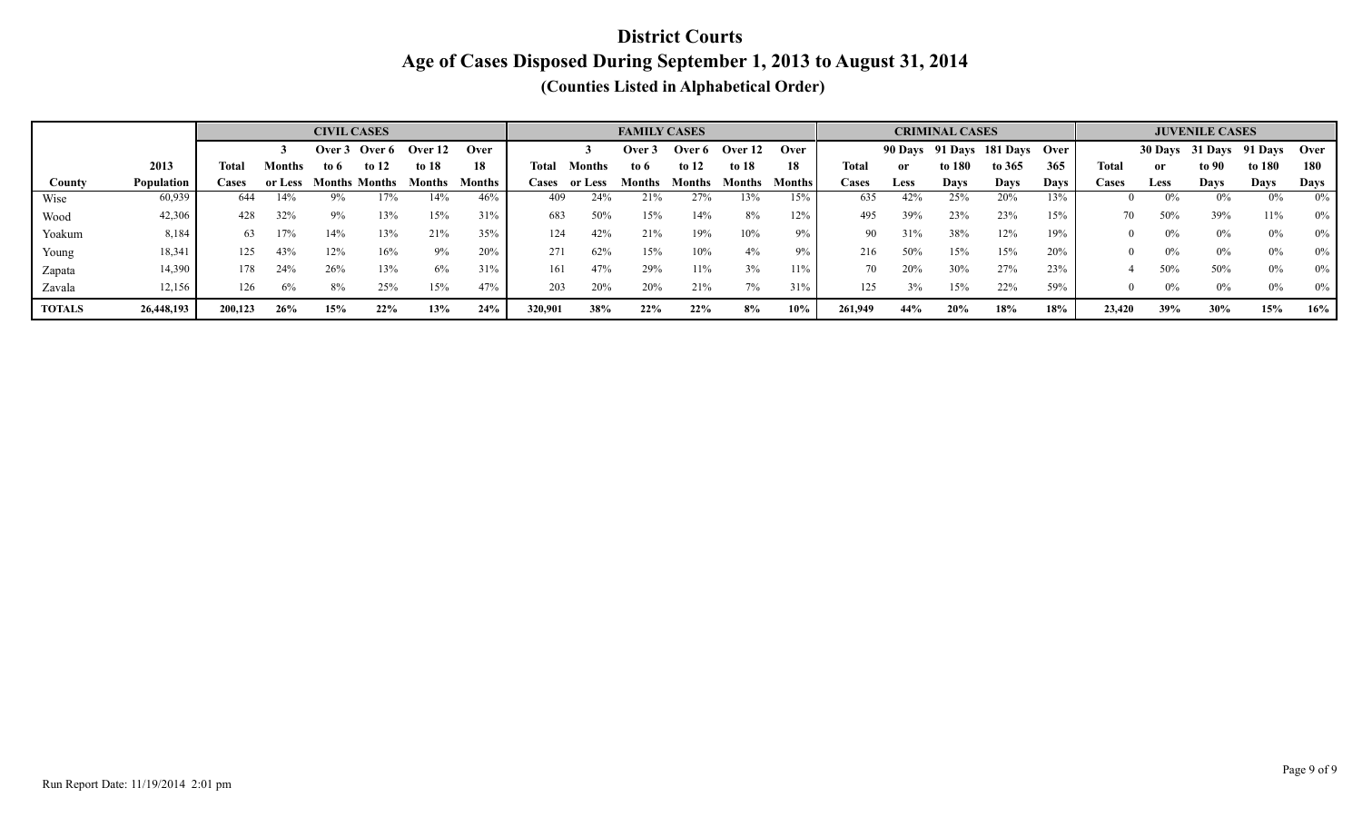# District Courts
## Age of Cases Disposed During September 1, 2013 to August 31, 2014
### (Counties Listed in Alphabetical Order)

| | | CIVIL CASES | | | | | | FAMILY CASES | | | | | | CRIMINAL CASES | | | | | JUVENILE CASES | | | | |
|---|---|---|---|---|---|---|---|---|---|---|---|---|---|---|---|---|---|---|---|---|---|---|---|
| County | 2013 Population | Total Cases | 3 Months or Less | Over 3 to 6 Months | Over 6 to 12 Months | Over 12 to 18 Months | Over 18 Months | Total Cases | 3 Months or Less | Over 3 to 6 Months | Over 6 to 12 Months | Over 12 to 18 Months | Over 18 Months | Total Cases | 90 Days or Less | 91 Days to 180 Days | 181 Days to 365 Days | Over 365 Days | Total Cases | 30 Days or Less | 31 Days to 90 Days | 91 Days to 180 Days | Over 180 Days |
| Wise | 60,939 | 644 | 14% | 9% | 17% | 14% | 46% | 409 | 24% | 21% | 27% | 13% | 15% | 635 | 42% | 25% | 20% | 13% | 0 | 0% | 0% | 0% | 0% |
| Wood | 42,306 | 428 | 32% | 9% | 13% | 15% | 31% | 683 | 50% | 15% | 14% | 8% | 12% | 495 | 39% | 23% | 23% | 15% | 70 | 50% | 39% | 11% | 0% |
| Yoakum | 8,184 | 63 | 17% | 14% | 13% | 21% | 35% | 124 | 42% | 21% | 19% | 10% | 9% | 90 | 31% | 38% | 12% | 19% | 0 | 0% | 0% | 0% | 0% |
| Young | 18,341 | 125 | 43% | 12% | 16% | 9% | 20% | 271 | 62% | 15% | 10% | 4% | 9% | 216 | 50% | 15% | 15% | 20% | 0 | 0% | 0% | 0% | 0% |
| Zapata | 14,390 | 178 | 24% | 26% | 13% | 6% | 31% | 161 | 47% | 29% | 11% | 3% | 11% | 70 | 20% | 30% | 27% | 23% | 4 | 50% | 50% | 0% | 0% |
| Zavala | 12,156 | 126 | 6% | 8% | 25% | 15% | 47% | 203 | 20% | 20% | 21% | 7% | 31% | 125 | 3% | 15% | 22% | 59% | 0 | 0% | 0% | 0% | 0% |
| **TOTALS** | **26,448,193** | **200,123** | **26%** | **15%** | **22%** | **13%** | **24%** | **320,901** | **38%** | **22%** | **22%** | **8%** | **10%** | **261,949** | **44%** | **20%** | **18%** | **18%** | **23,420** | **39%** | **30%** | **15%** | **16%** |

Run Report Date: 11/19/2014 2:01 pm